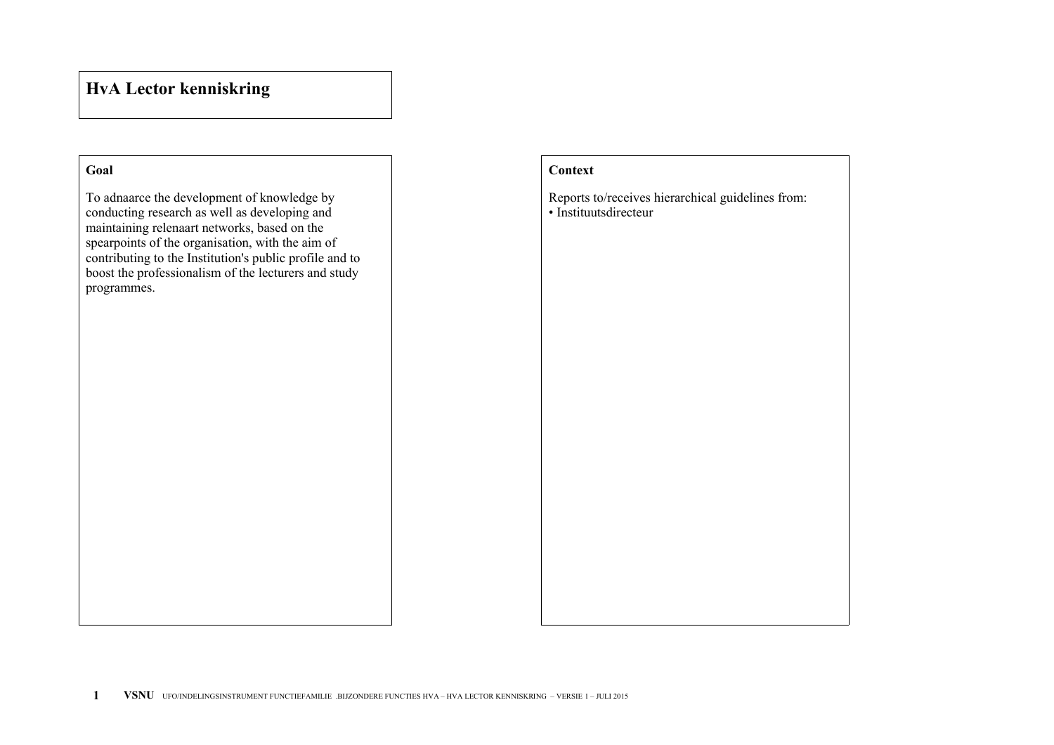# HvA Lector kenniskring

## Goal

To adnaarce the development of knowledge by conducting research as well as developing and maintaining relenaart networks, based on the spearpoints of the organisation, with the aim of contributing to the Institution's public profile and to boost the professionalism of the lecturers and study programmes.

## Context

Reports to/receives hierarchical guidelines from:

- Instituutsdirecteur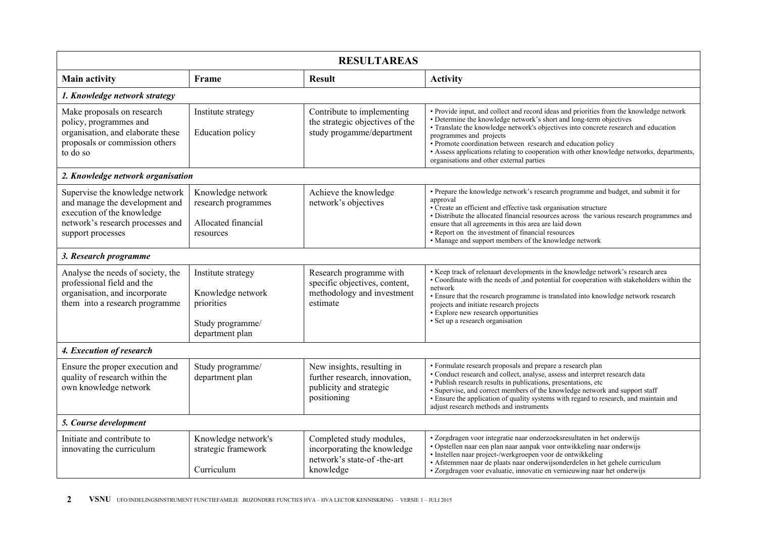| RESULTAREAS | | | |
|---|---|---|---|
| **Main activity** | **Frame** | **Result** | **Activity** |
| ***1. Knowledge network strategy*** | | | |
| Make proposals on research policy, programmes and organisation, and elaborate these proposals or commission others to do so | Institute strategy<br><br>Education policy | Contribute to implementing the strategic objectives of the study progamme/department | • Provide input, and collect and record ideas and priorities from the knowledge network<br>• Determine the knowledge network's short and long-term objectives<br>• Translate the knowledge network's objectives into concrete research and education programmes and projects<br>• Promote coordination between research and education policy<br>• Assess applications relating to cooperation with other knowledge networks, departments, organisations and other external parties |
| ***2. Knowledge network organisation*** | | | |
| Supervise the knowledge network and manage the development and execution of the knowledge network's research processes and support processes | Knowledge network research programmes<br><br>Allocated financial resources | Achieve the knowledge network's objectives | • Prepare the knowledge network's research programme and budget, and submit it for approval<br>• Create an efficient and effective task organisation structure<br>• Distribute the allocated financial resources across the various research programmes and ensure that all agreements in this area are laid down<br>• Report on the investment of financial resources<br>• Manage and support members of the knowledge network |
| ***3. Research programme*** | | | |
| Analyse the needs of society, the professional field and the organisation, and incorporate them into a research programme | Institute strategy<br><br>Knowledge network priorities<br><br>Study programme/ department plan | Research programme with specific objectives, content, methodology and investment estimate | • Keep track of relenaart developments in the knowledge network's research area<br>• Coordinate with the needs of ,and potential for cooperation with stakeholders within the network<br>• Ensure that the research programme is translated into knowledge network research projects and initiate research projects<br>• Explore new research opportunities<br>• Set up a research organisation |
| ***4. Execution of research*** | | | |
| Ensure the proper execution and quality of research within the own knowledge network | Study programme/ department plan | New insights, resulting in further research, innovation, publicity and strategic positioning | • Formulate research proposals and prepare a research plan<br>• Conduct research and collect, analyse, assess and interpret research data<br>• Publish research results in publications, presentations, etc<br>• Supervise, and correct members of the knowledge network and support staff<br>• Ensure the application of quality systems with regard to research, and maintain and adjust research methods and instruments |
| ***5. Course development*** | | | |
| Initiate and contribute to innovating the curriculum | Knowledge network's strategic framework<br><br>Curriculum | Completed study modules, incorporating the knowledge network's state-of -the-art knowledge | • Zorgdragen voor integratie naar onderzoeksresultaten in het onderwijs<br>• Opstellen naar een plan naar aanpak voor ontwikkeling naar onderwijs<br>• Instellen naar project-/werkgroepen voor de ontwikkeling<br>• Afstemmen naar de plaats naar onderwijsonderdelen in het gehele curriculum<br>• Zorgdragen voor evaluatie, innovatie en vernieuwing naar het onderwijs |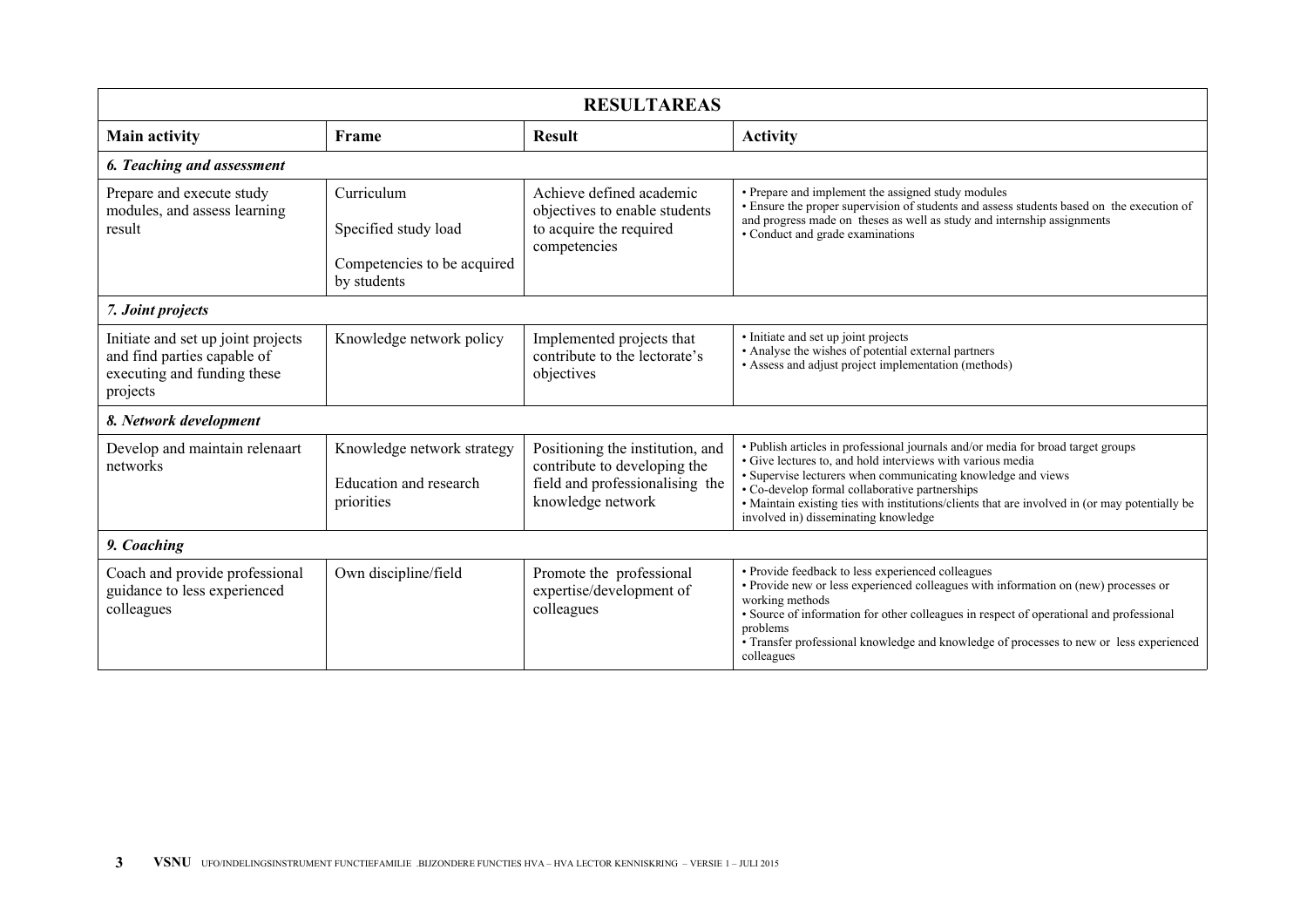| RESULTAREAS | | | |
|---|---|---|---|
| **Main activity** | **Frame** | **Result** | **Activity** |
| ***6. Teaching and assessment*** | | | |
| Prepare and execute study modules, and assess learning result | Curriculum<br><br>Specified study load<br><br>Competencies to be acquired by students | Achieve defined academic objectives to enable students to acquire the required competencies | • Prepare and implement the assigned study modules<br>• Ensure the proper supervision of students and assess students based on the execution of and progress made on theses as well as study and internship assignments<br>• Conduct and grade examinations |
| ***7. Joint projects*** | | | |
| Initiate and set up joint projects and find parties capable of executing and funding these projects | Knowledge network policy | Implemented projects that contribute to the lectorate's objectives | • Initiate and set up joint projects<br>• Analyse the wishes of potential external partners<br>• Assess and adjust project implementation (methods) |
| ***8. Network development*** | | | |
| Develop and maintain relenaart networks | Knowledge network strategy<br><br>Education and research priorities | Positioning the institution, and contribute to developing the field and professionalising the knowledge network | • Publish articles in professional journals and/or media for broad target groups<br>• Give lectures to, and hold interviews with various media<br>• Supervise lecturers when communicating knowledge and views<br>• Co-develop formal collaborative partnerships<br>• Maintain existing ties with institutions/clients that are involved in (or may potentially be involved in) disseminating knowledge |
| ***9. Coaching*** | | | |
| Coach and provide professional guidance to less experienced colleagues | Own discipline/field | Promote the professional expertise/development of colleagues | • Provide feedback to less experienced colleagues<br>• Provide new or less experienced colleagues with information on (new) processes or working methods<br>• Source of information for other colleagues in respect of operational and professional problems<br>• Transfer professional knowledge and knowledge of processes to new or less experienced colleagues |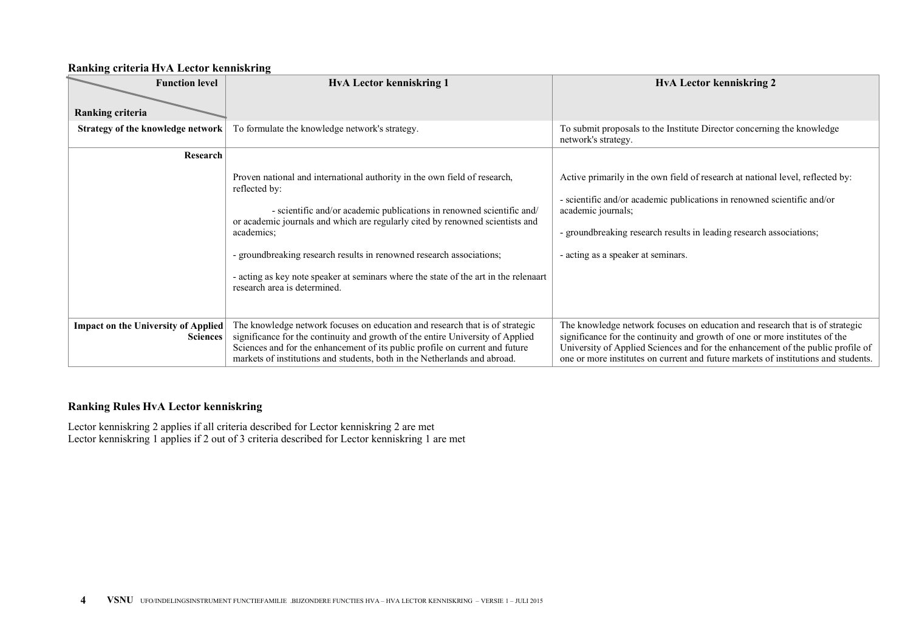## Ranking criteria HvA Lector kenniskring

| Function level / Ranking criteria | HvA Lector kenniskring 1 | HvA Lector kenniskring 2 |
|---|---|---|
| **Strategy of the knowledge network** | To formulate the knowledge network's strategy. | To submit proposals to the Institute Director concerning the knowledge network's strategy. |
| **Research** | Proven national and international authority in the own field of research, reflected by:<br><br>- scientific and/or academic publications in renowned scientific and/ or academic journals and which are regularly cited by renowned scientists and academics;<br><br>- groundbreaking research results in renowned research associations;<br><br>- acting as key note speaker at seminars where the state of the art in the relenaart research area is determined. | Active primarily in the own field of research at national level, reflected by:<br><br>- scientific and/or academic publications in renowned scientific and/or academic journals;<br><br>- groundbreaking research results in leading research associations;<br><br>- acting as a speaker at seminars. |
| **Impact on the University of Applied Sciences** | The knowledge network focuses on education and research that is of strategic significance for the continuity and growth of the entire University of Applied Sciences and for the enhancement of its public profile on current and future markets of institutions and students, both in the Netherlands and abroad. | The knowledge network focuses on education and research that is of strategic significance for the continuity and growth of one or more institutes of the University of Applied Sciences and for the enhancement of the public profile of one or more institutes on current and future markets of institutions and students. |

## Ranking Rules HvA Lector kenniskring

Lector kenniskring 2 applies if all criteria described for Lector kenniskring 2 are met
Lector kenniskring 1 applies if 2 out of 3 criteria described for Lector kenniskring 1 are met